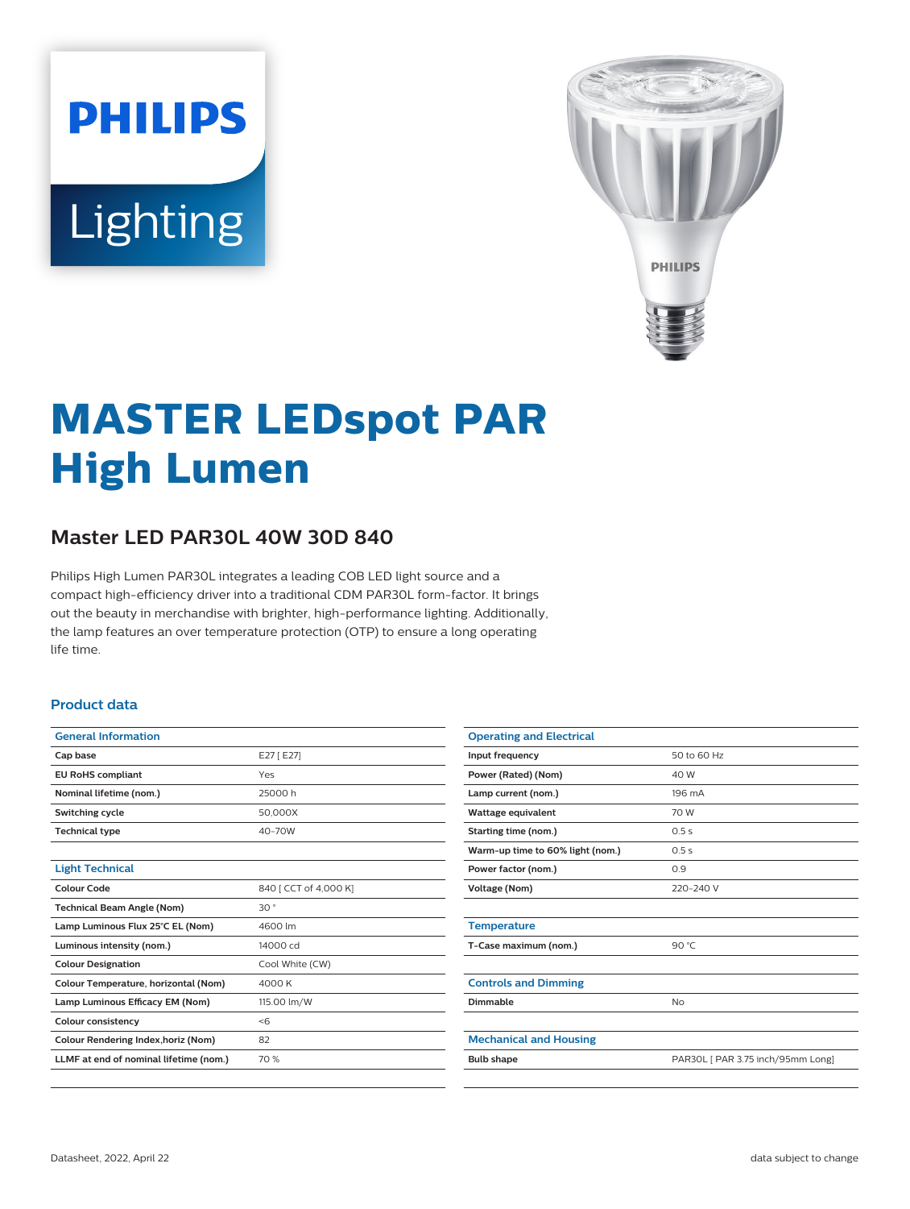# MASTER LEDspot PAR High Lumen

## Master LED PAR30L 40W 30D 840

Philips High Lumen PAR30L integrates a leading COB LED light source and a compact high-efficiency driver into a traditional CDM PAR30L form-factor. It brings out the beauty in merchandise with brighter, high-performance lighting. Additionally, the lamp features an over temperature protection (OTP) to ensure a long operating life time.

### Product data

| General Information | |
|---|---|
| Cap base | E27 [ E27] |
| EU RoHS compliant | Yes |
| Nominal lifetime (nom.) | 25000 h |
| Switching cycle | 50,000X |
| Technical type | 40-70W |

| Light Technical | |
|---|---|
| Colour Code | 840 [ CCT of 4,000 K] |
| Technical Beam Angle (Nom) | 30 ° |
| Lamp Luminous Flux 25°C EL (Nom) | 4600 lm |
| Luminous intensity (nom.) | 14000 cd |
| Colour Designation | Cool White (CW) |
| Colour Temperature, horizontal (Nom) | 4000 K |
| Lamp Luminous Efficacy EM (Nom) | 115.00 lm/W |
| Colour consistency | <6 |
| Colour Rendering Index,horiz (Nom) | 82 |
| LLMF at end of nominal lifetime (nom.) | 70 % |

| Operating and Electrical | |
|---|---|
| Input frequency | 50 to 60 Hz |
| Power (Rated) (Nom) | 40 W |
| Lamp current (nom.) | 196 mA |
| Wattage equivalent | 70 W |
| Starting time (nom.) | 0.5 s |
| Warm-up time to 60% light (nom.) | 0.5 s |
| Power factor (nom.) | 0.9 |
| Voltage (Nom) | 220-240 V |

| Temperature | |
|---|---|
| T-Case maximum (nom.) | 90 °C |

| Controls and Dimming | |
|---|---|
| Dimmable | No |

| Mechanical and Housing | |
|---|---|
| Bulb shape | PAR30L [ PAR 3.75 inch/95mm Long] |

Datasheet, 2022, April 22

data subject to change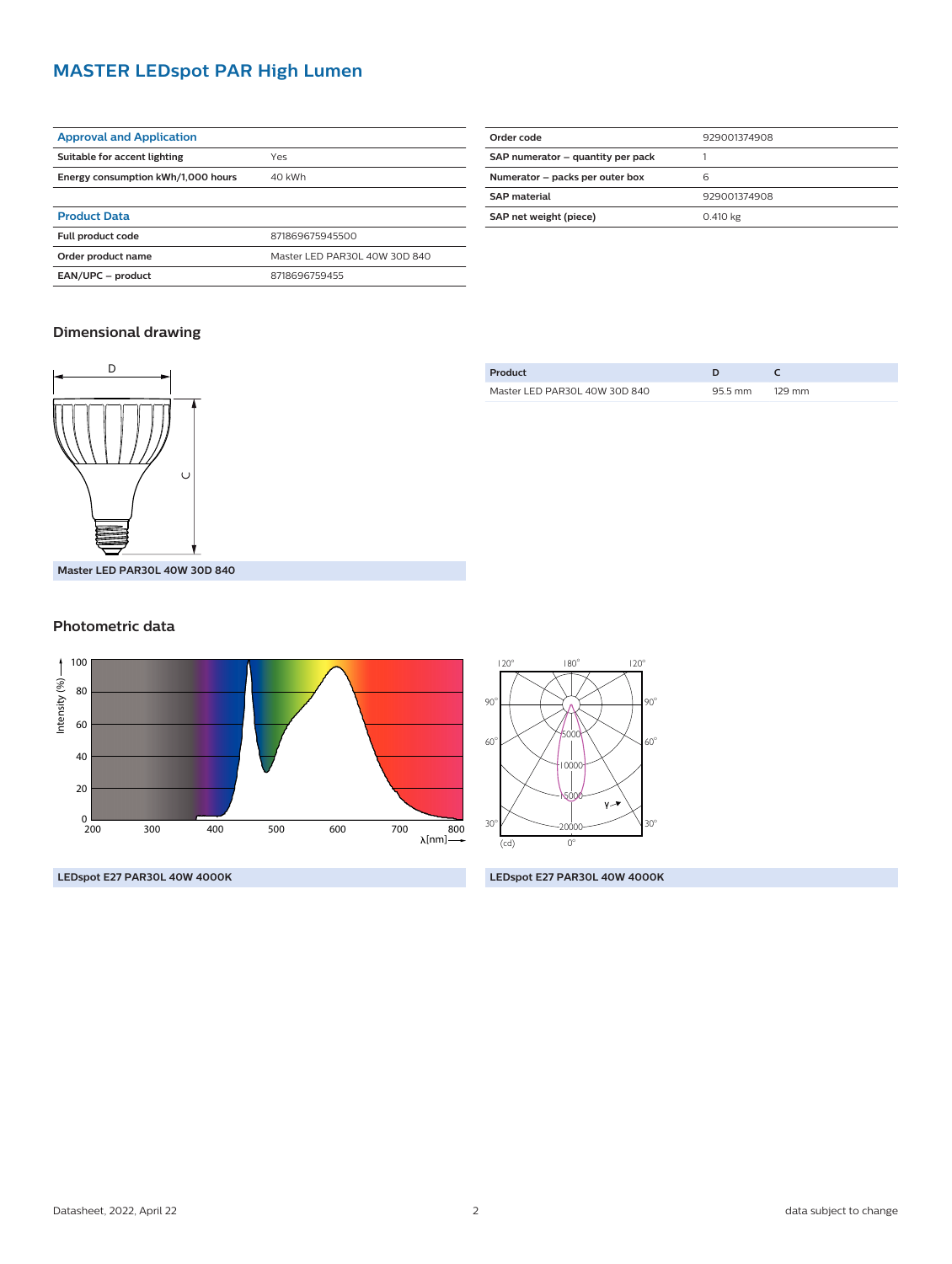# MASTER LEDspot PAR High Lumen

| Approval and Application | |
|---|---|
| Suitable for accent lighting | Yes |
| Energy consumption kWh/1,000 hours | 40 kWh |

| Product Data | |
|---|---|
| Full product code | 871869675945500 |
| Order product name | Master LED PAR30L 40W 30D 840 |
| EAN/UPC – product | 8718696759455 |

| Order code | 929001374908 |
|---|---|
| SAP numerator – quantity per pack | 1 |
| Numerator – packs per outer box | 6 |
| SAP material | 929001374908 |
| SAP net weight (piece) | 0.410 kg |

## Dimensional drawing

| Product | D | C |
|---|---|---|
| Master LED PAR30L 40W 30D 840 | 95.5 mm | 129 mm |

Master LED PAR30L 40W 30D 840

## Photometric data

LEDspot E27 PAR30L 40W 4000K

LEDspot E27 PAR30L 40W 4000K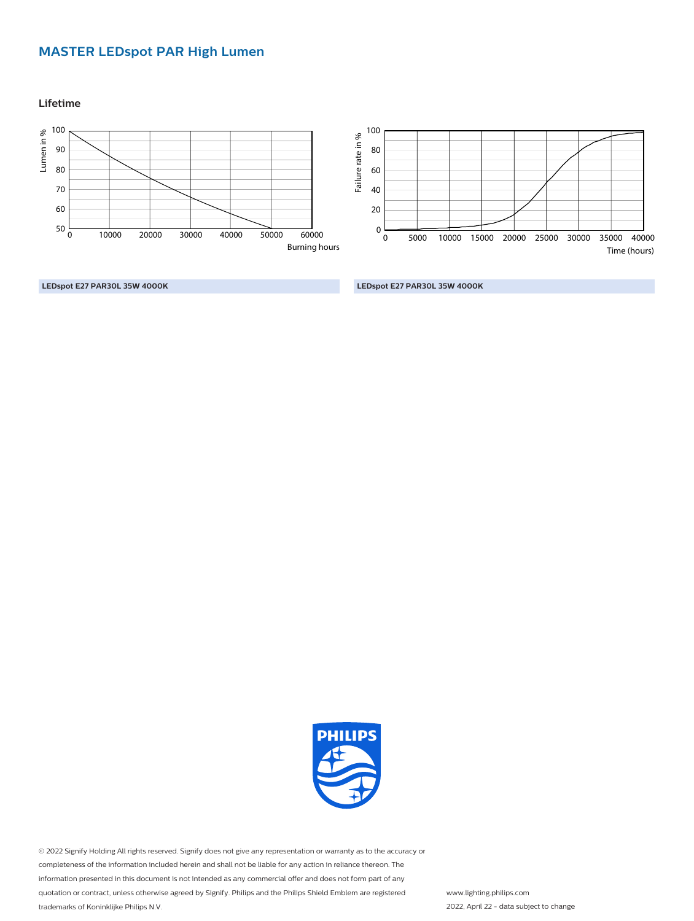# MASTER LEDspot PAR High Lumen

## Lifetime

Lumen in %
100
90
80
70
60
50
0 10000 20000 30000 40000 50000 60000
Burning hours

Failure rate in %
100
80
60
40
20
0
0 5000 10000 15000 20000 25000 30000 35000 40000
Time (hours)

**LEDspot E27 PAR30L 35W 4000K**

**LEDspot E27 PAR30L 35W 4000K**

© 2022 Signify Holding All rights reserved. Signify does not give any representation or warranty as to the accuracy or completeness of the information included herein and shall not be liable for any action in reliance thereon. The information presented in this document is not intended as any commercial offer and does not form part of any quotation or contract, unless otherwise agreed by Signify. Philips and the Philips Shield Emblem are registered trademarks of Koninklijke Philips N.V.

www.lighting.philips.com

2022, April 22 - data subject to change